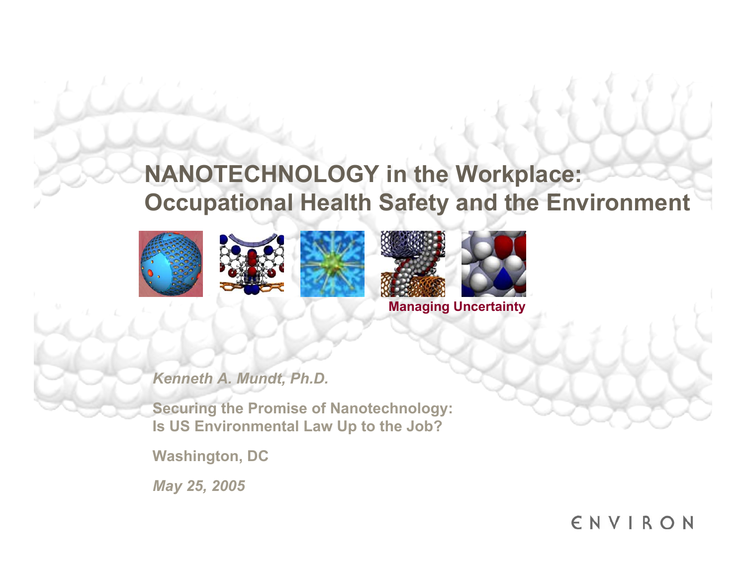# NANOTECHNOLOGY in the Workplace: Occupational Health Safety and the Environment

**Managing Uncertainty**

***Kenneth A. Mundt, Ph.D.***

**Securing the Promise of Nanotechnology: Is US Environmental Law Up to the Job?**

**Washington, DC**

***May 25, 2005***

ENVIRON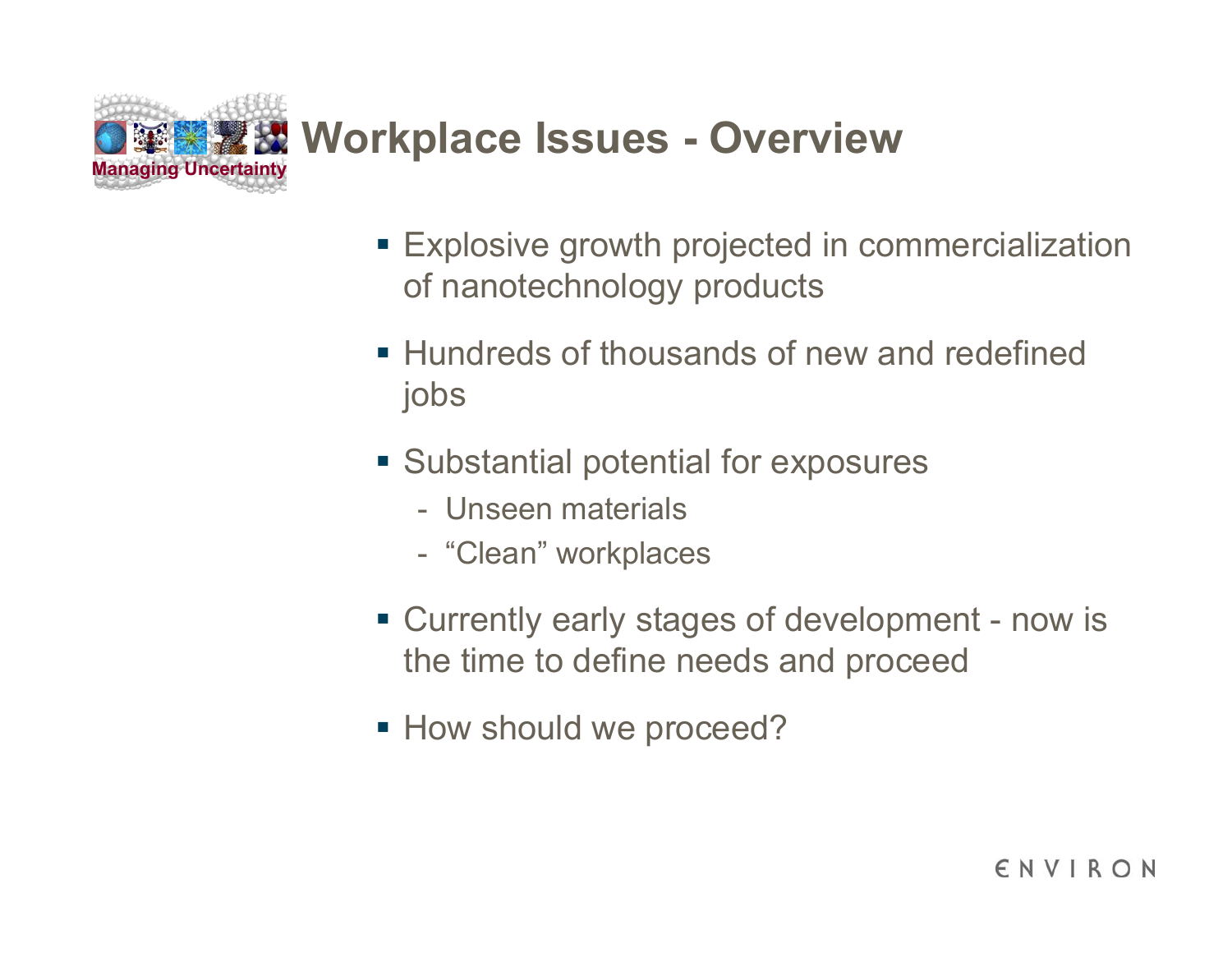# Workplace Issues - Overview

- Explosive growth projected in commercialization of nanotechnology products
- Hundreds of thousands of new and redefined jobs
- Substantial potential for exposures
  - Unseen materials
  - “Clean” workplaces
- Currently early stages of development - now is the time to define needs and proceed
- How should we proceed?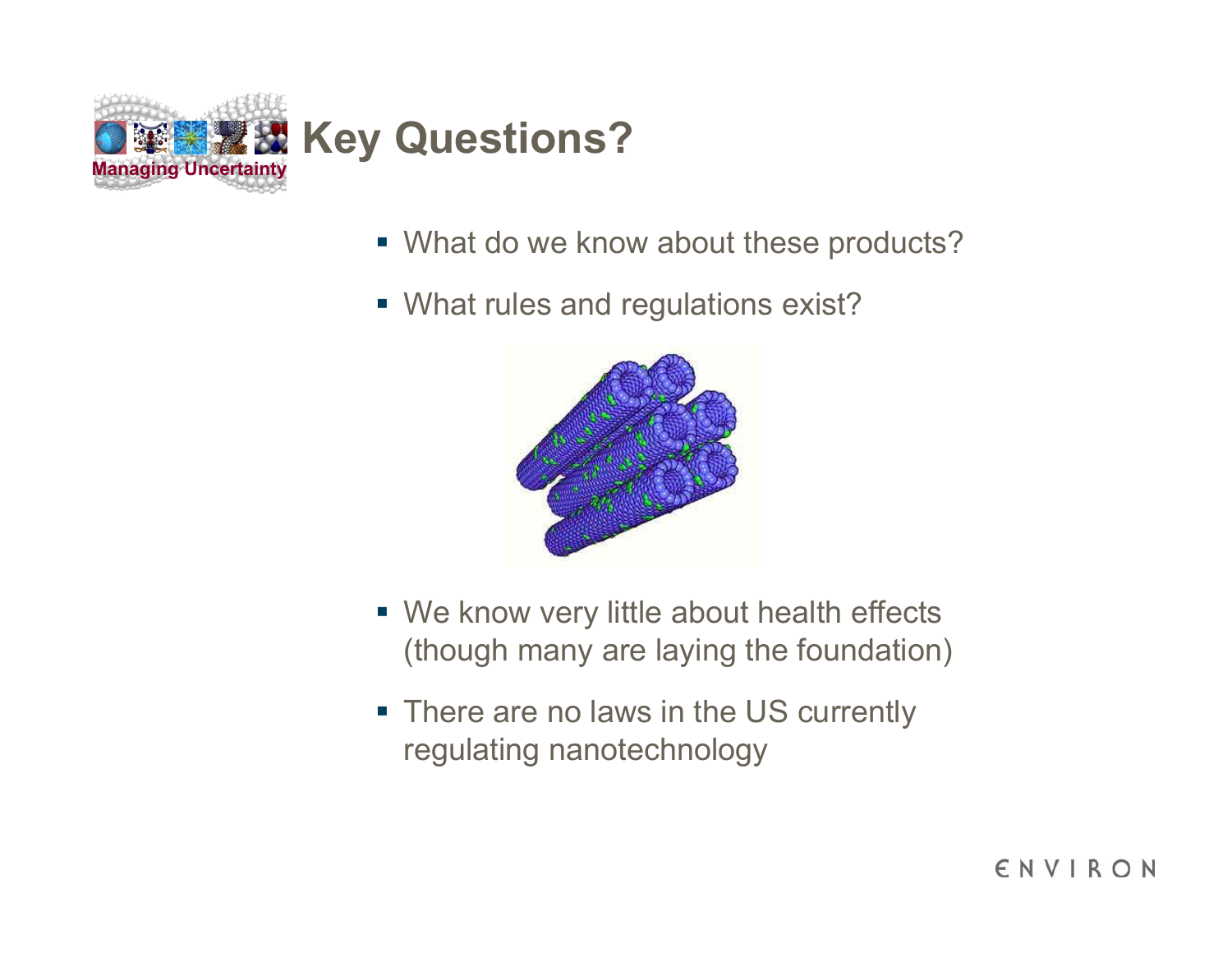# Key Questions?

- What do we know about these products?
- What rules and regulations exist?

- We know very little about health effects (though many are laying the foundation)
- There are no laws in the US currently regulating nanotechnology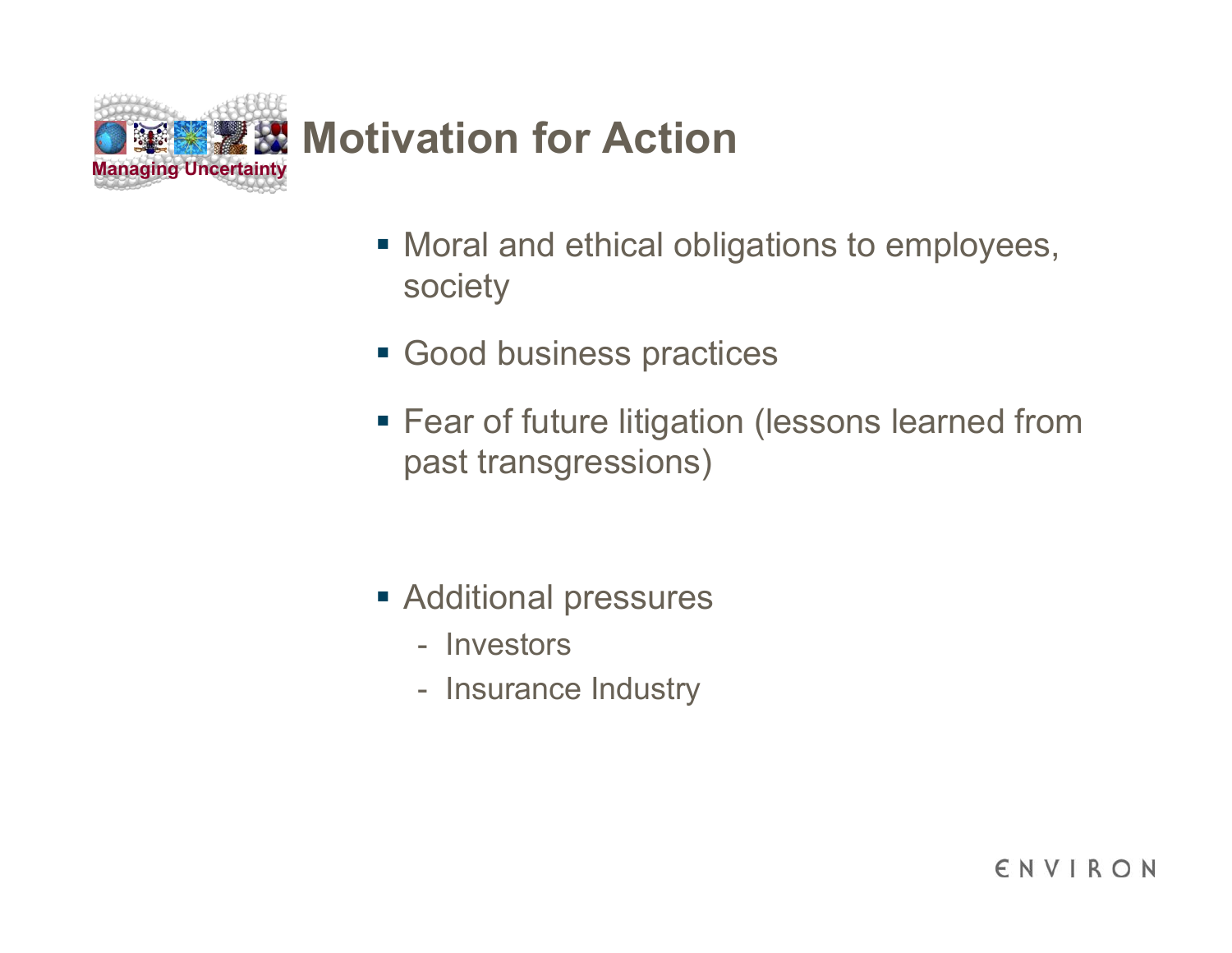# Motivation for Action

- Moral and ethical obligations to employees, society
- Good business practices
- Fear of future litigation (lessons learned from past transgressions)
- Additional pressures
  - Investors
  - Insurance Industry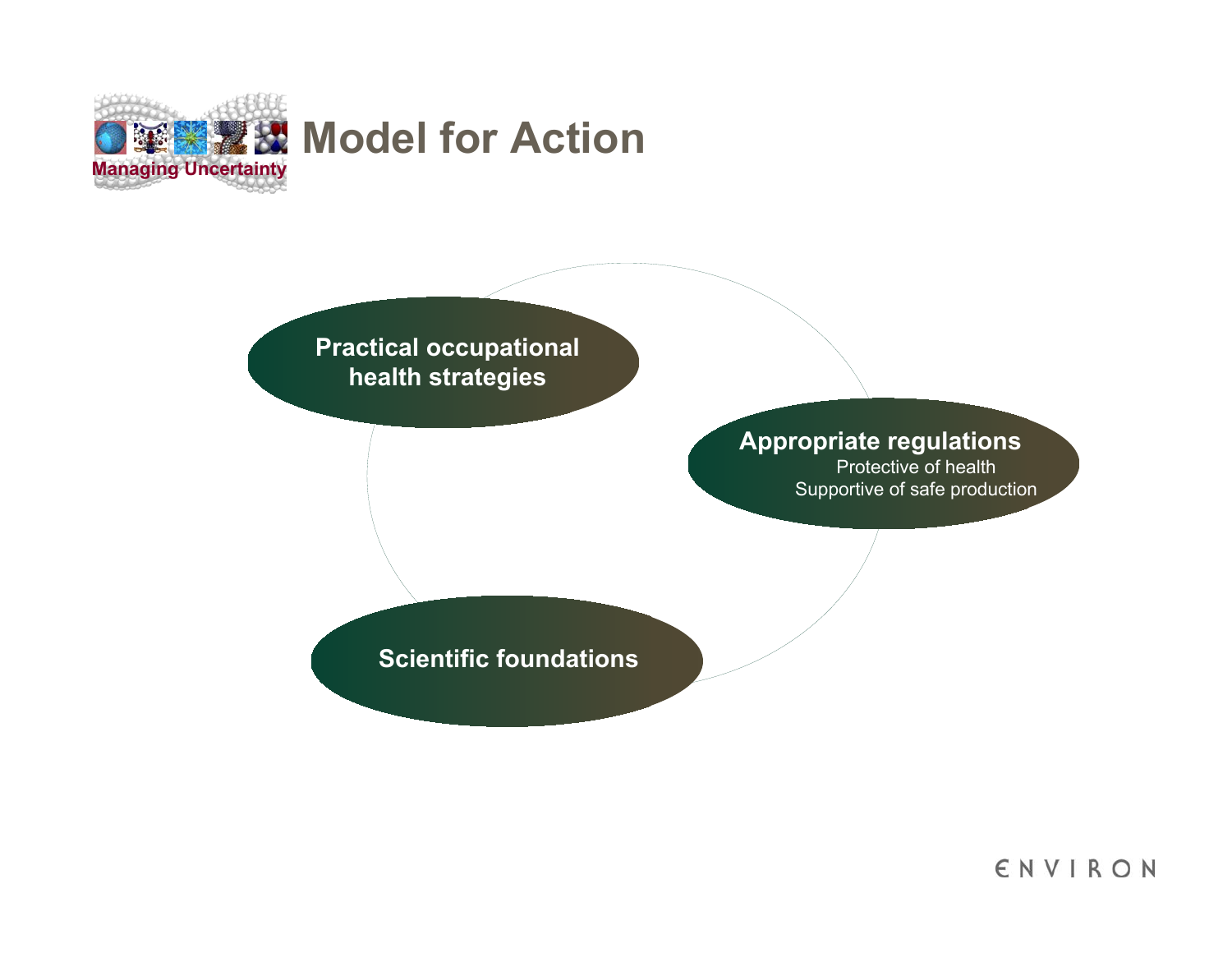# Model for Action

Managing Uncertainty

**Practical occupational health strategies**

**Appropriate regulations**

Protective of health

Supportive of safe production

**Scientific foundations**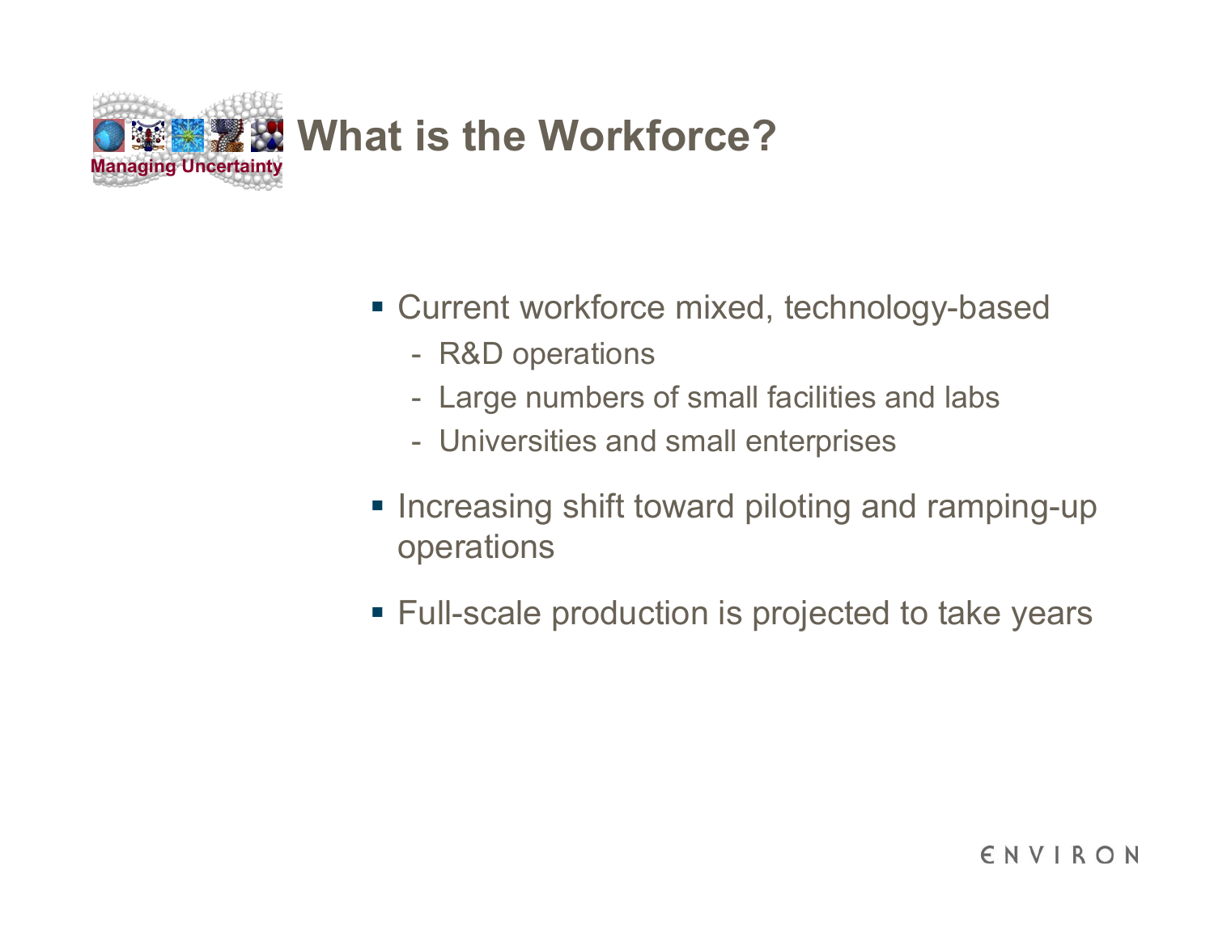# What is the Workforce?

- Current workforce mixed, technology-based
  - R&D operations
  - Large numbers of small facilities and labs
  - Universities and small enterprises
- Increasing shift toward piloting and ramping-up operations
- Full-scale production is projected to take years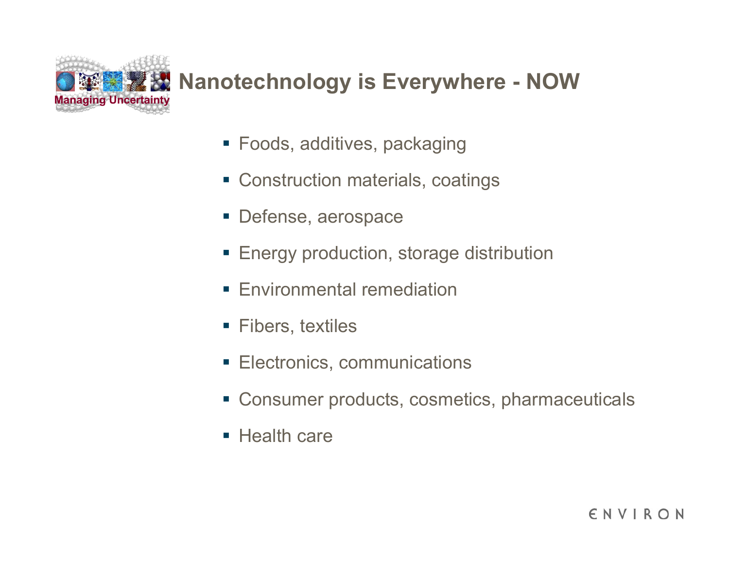# Nanotechnology is Everywhere - NOW

- Foods, additives, packaging
- Construction materials, coatings
- Defense, aerospace
- Energy production, storage distribution
- Environmental remediation
- Fibers, textiles
- Electronics, communications
- Consumer products, cosmetics, pharmaceuticals
- Health care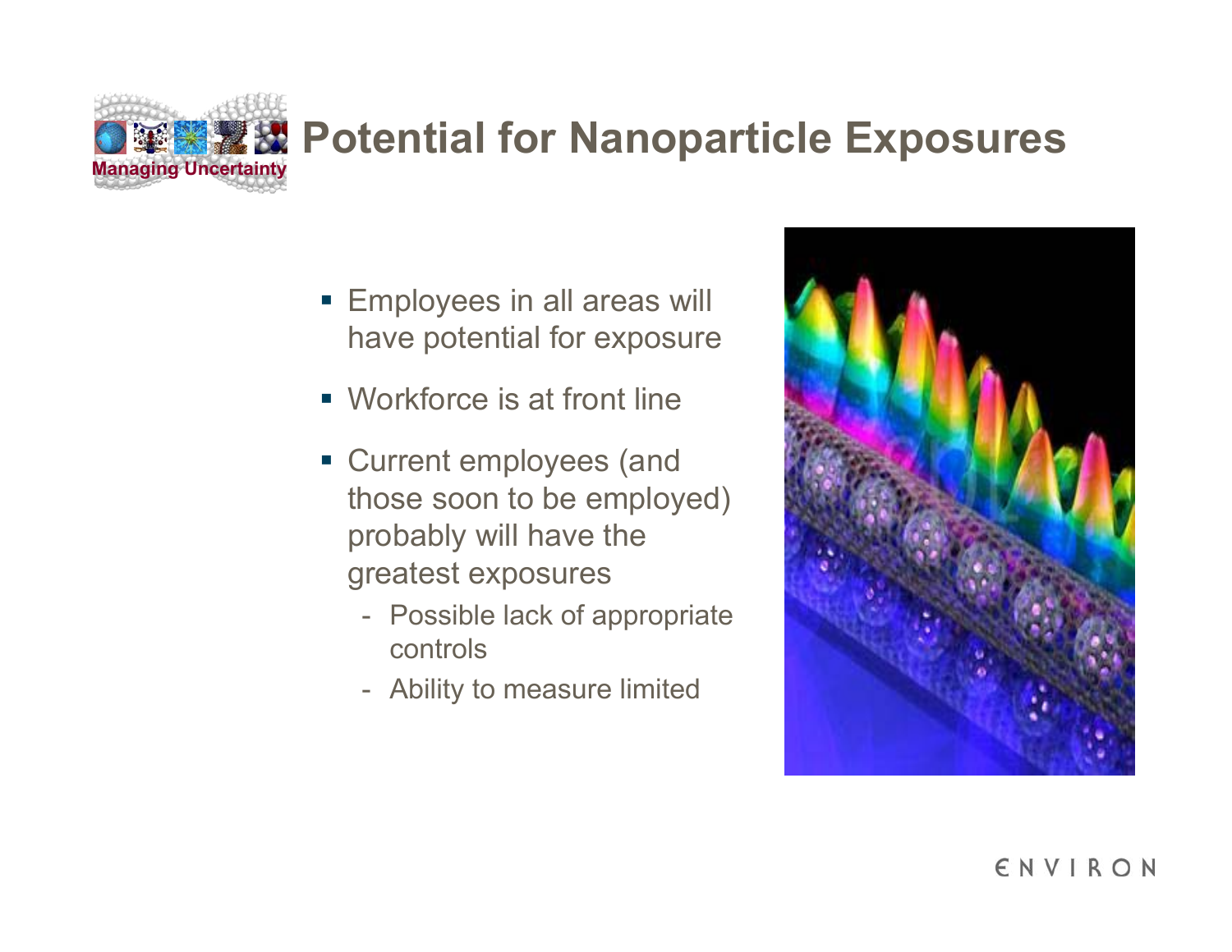# Potential for Nanoparticle Exposures

- Employees in all areas will have potential for exposure
- Workforce is at front line
- Current employees (and those soon to be employed) probably will have the greatest exposures
  - Possible lack of appropriate controls
  - Ability to measure limited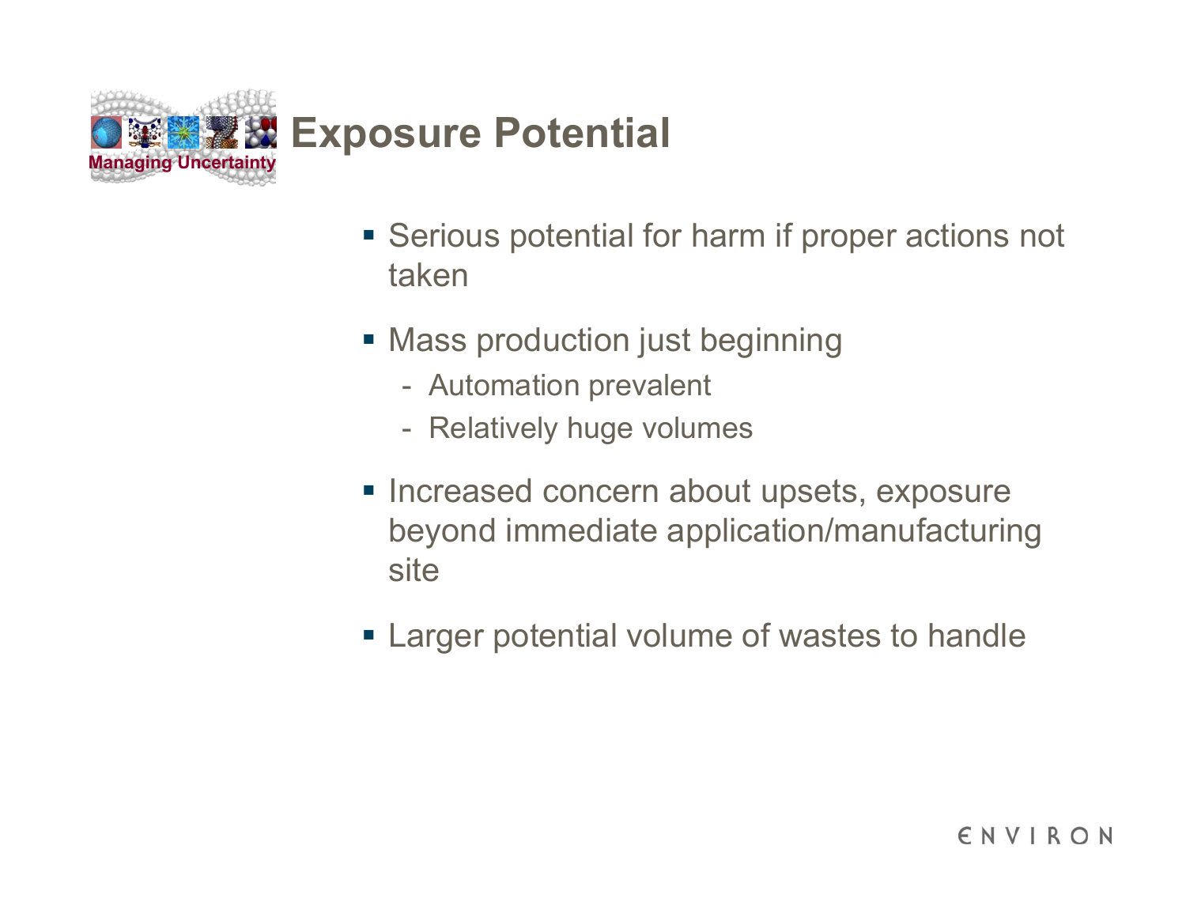# Exposure Potential

- Serious potential for harm if proper actions not taken
- Mass production just beginning
  - Automation prevalent
  - Relatively huge volumes
- Increased concern about upsets, exposure beyond immediate application/manufacturing site
- Larger potential volume of wastes to handle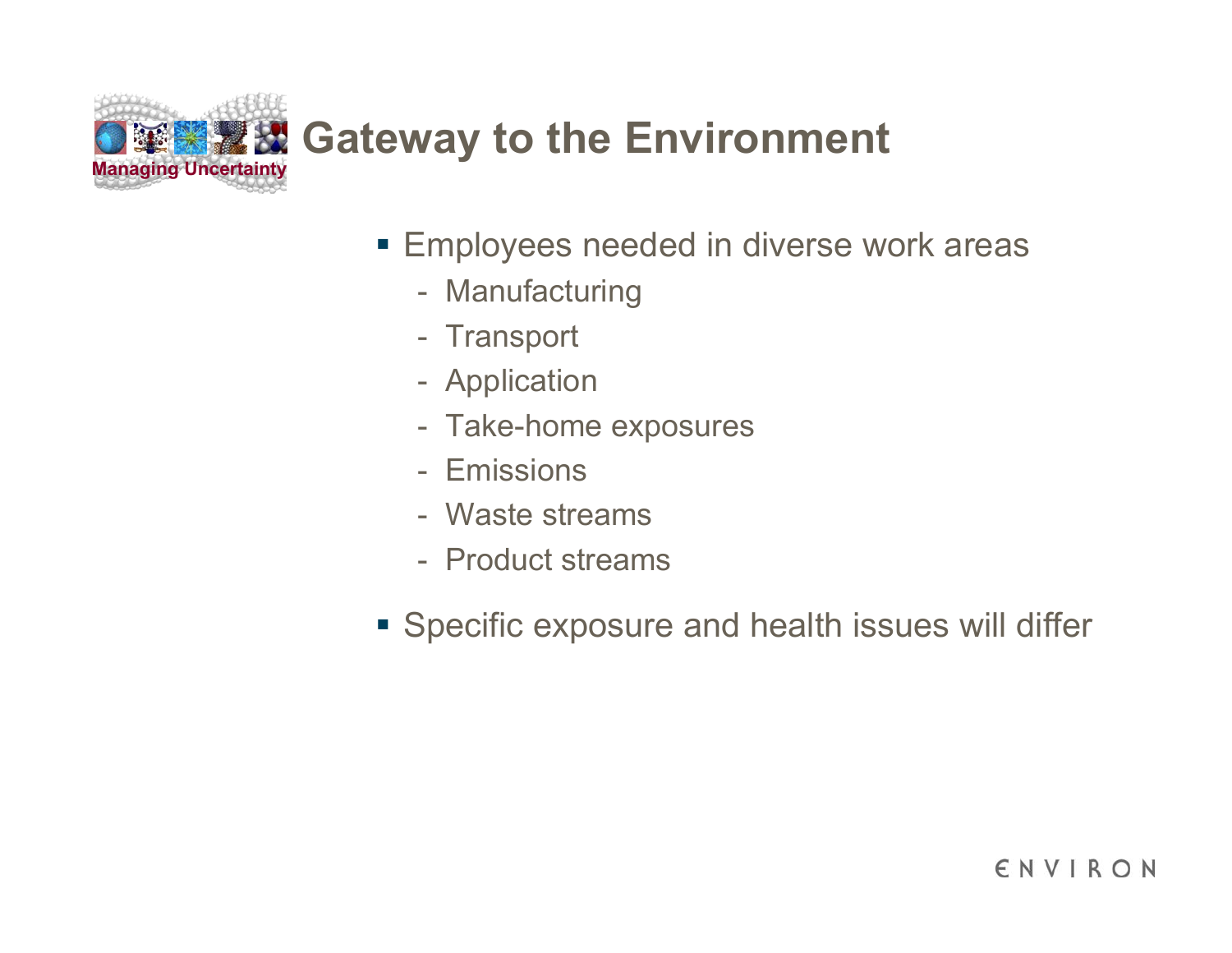# Gateway to the Environment

- Employees needed in diverse work areas
  - Manufacturing
  - Transport
  - Application
  - Take-home exposures
  - Emissions
  - Waste streams
  - Product streams
- Specific exposure and health issues will differ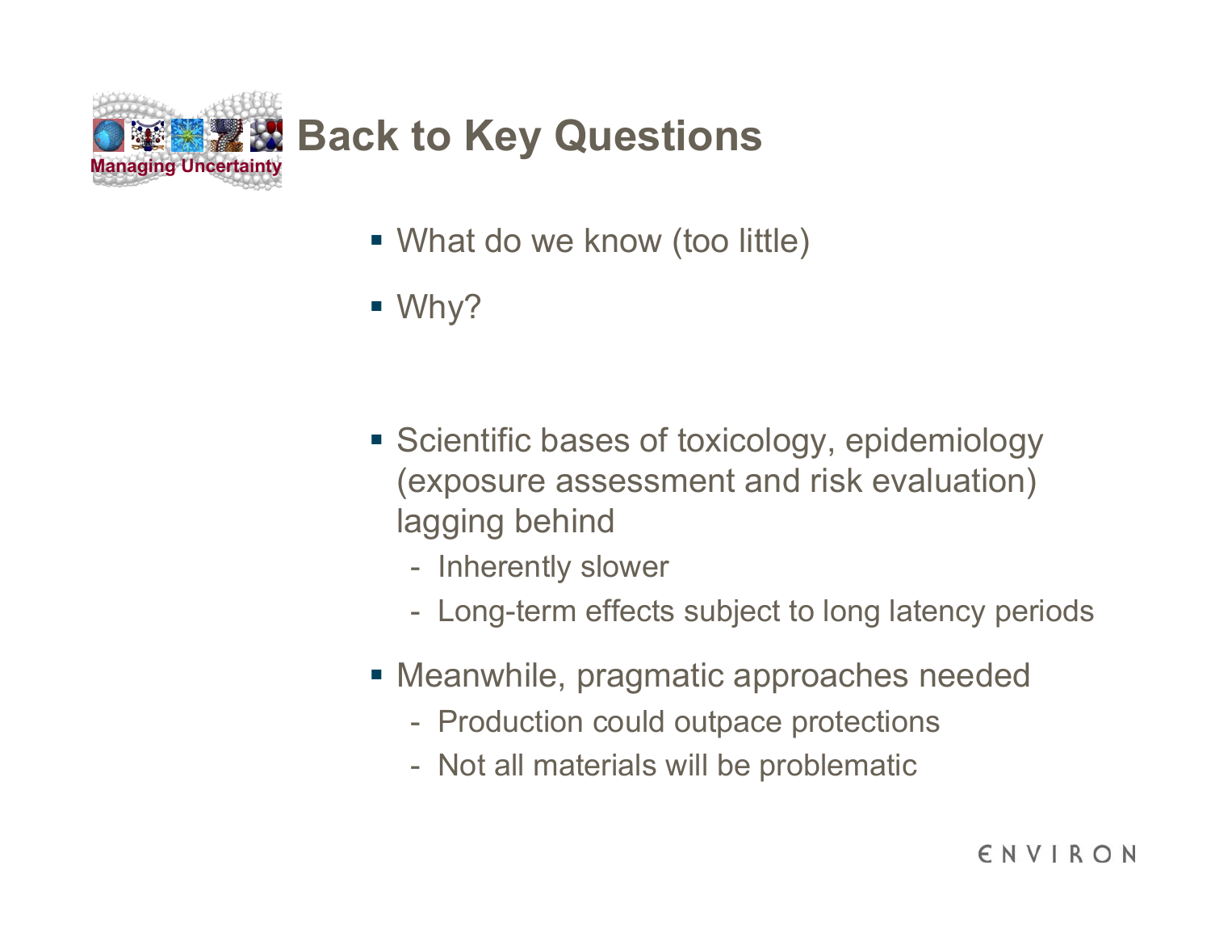# Back to Key Questions

- What do we know (too little)
- Why?

- Scientific bases of toxicology, epidemiology (exposure assessment and risk evaluation) lagging behind
  - Inherently slower
  - Long-term effects subject to long latency periods
- Meanwhile, pragmatic approaches needed
  - Production could outpace protections
  - Not all materials will be problematic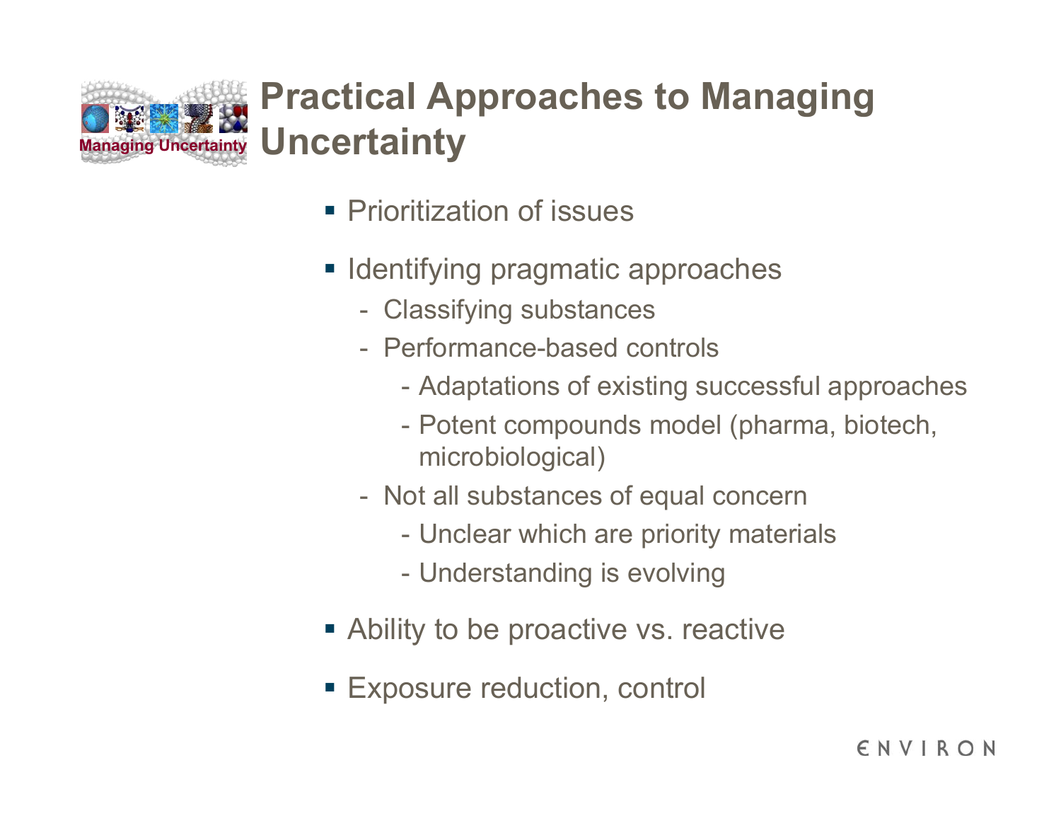# Practical Approaches to Managing Uncertainty

- Prioritization of issues
- Identifying pragmatic approaches
  - Classifying substances
  - Performance-based controls
    - Adaptations of existing successful approaches
    - Potent compounds model (pharma, biotech, microbiological)
  - Not all substances of equal concern
    - Unclear which are priority materials
    - Understanding is evolving
- Ability to be proactive vs. reactive
- Exposure reduction, control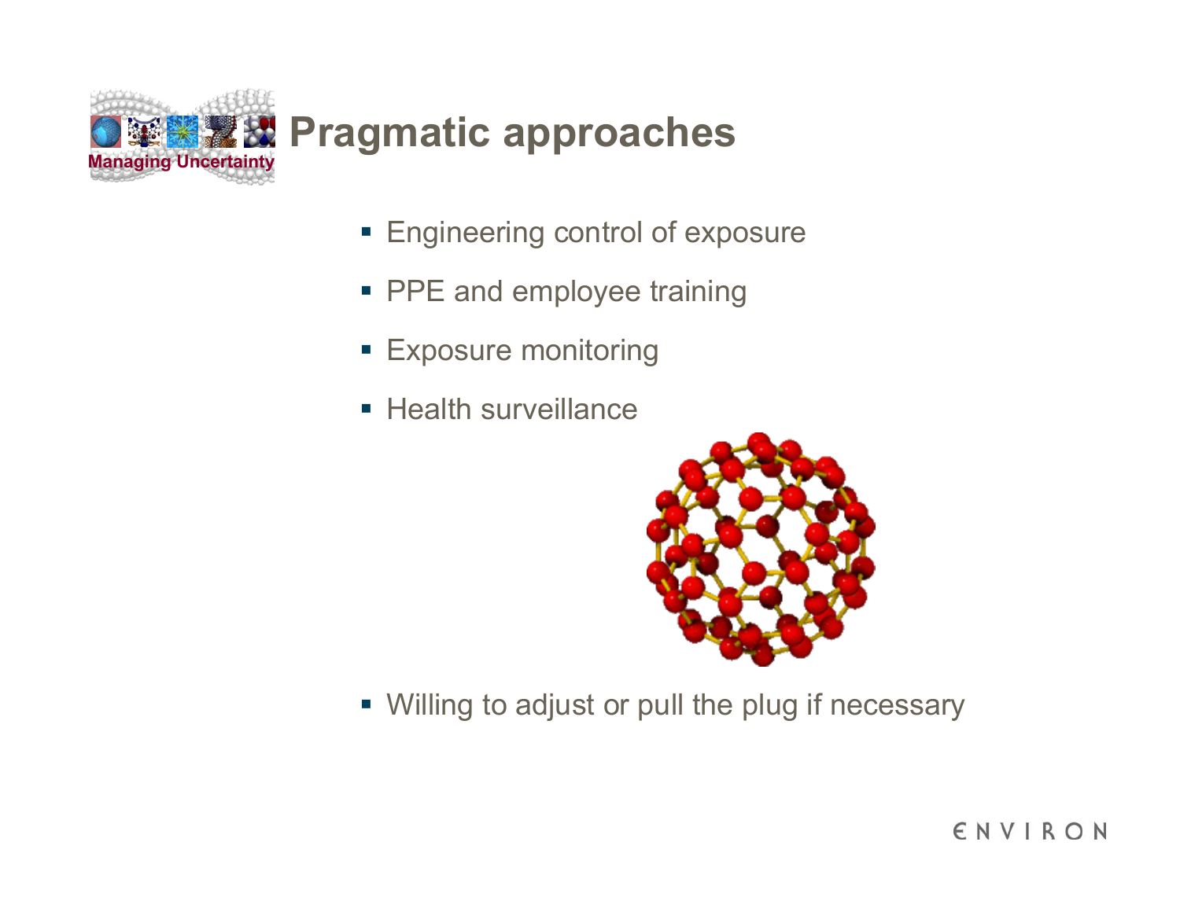# Pragmatic approaches

- Engineering control of exposure
- PPE and employee training
- Exposure monitoring
- Health surveillance
- Willing to adjust or pull the plug if necessary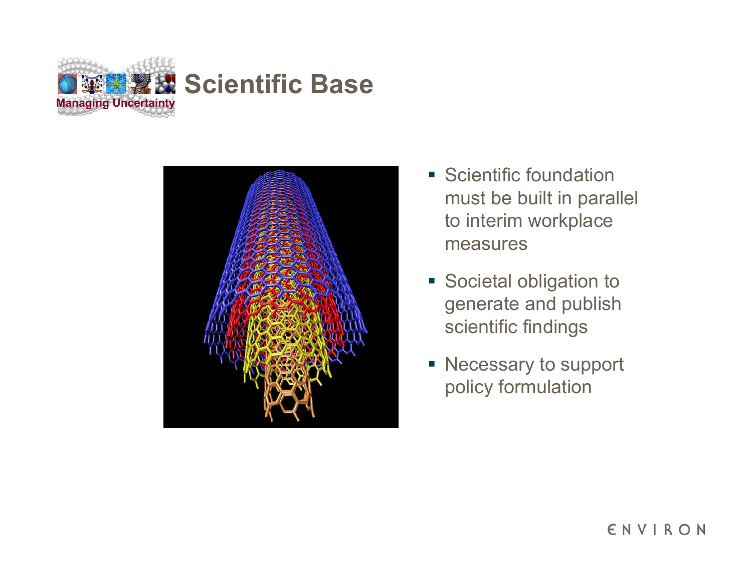# Scientific Base

- Scientific foundation must be built in parallel to interim workplace measures
- Societal obligation to generate and publish scientific findings
- Necessary to support policy formulation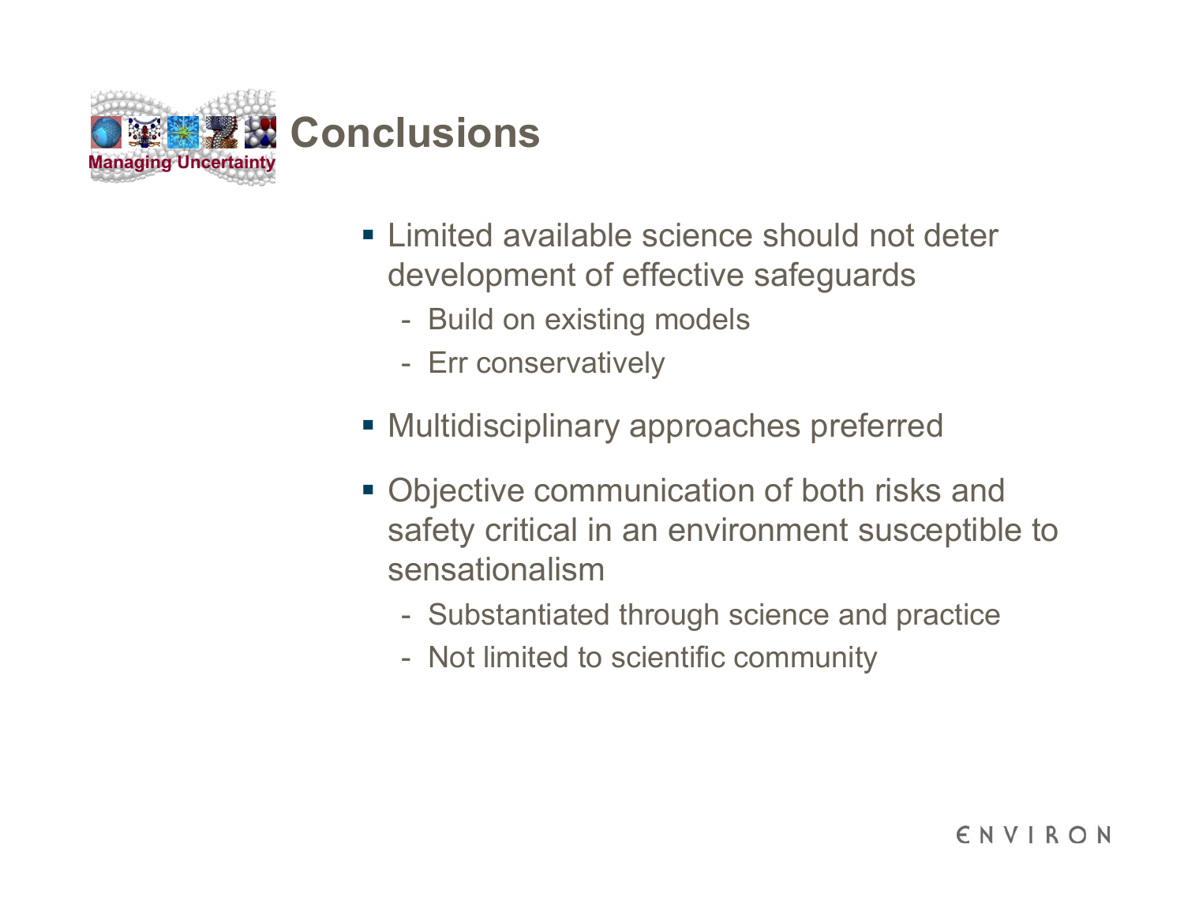# Conclusions

- Limited available science should not deter development of effective safeguards
  - Build on existing models
  - Err conservatively
- Multidisciplinary approaches preferred
- Objective communication of both risks and safety critical in an environment susceptible to sensationalism
  - Substantiated through science and practice
  - Not limited to scientific community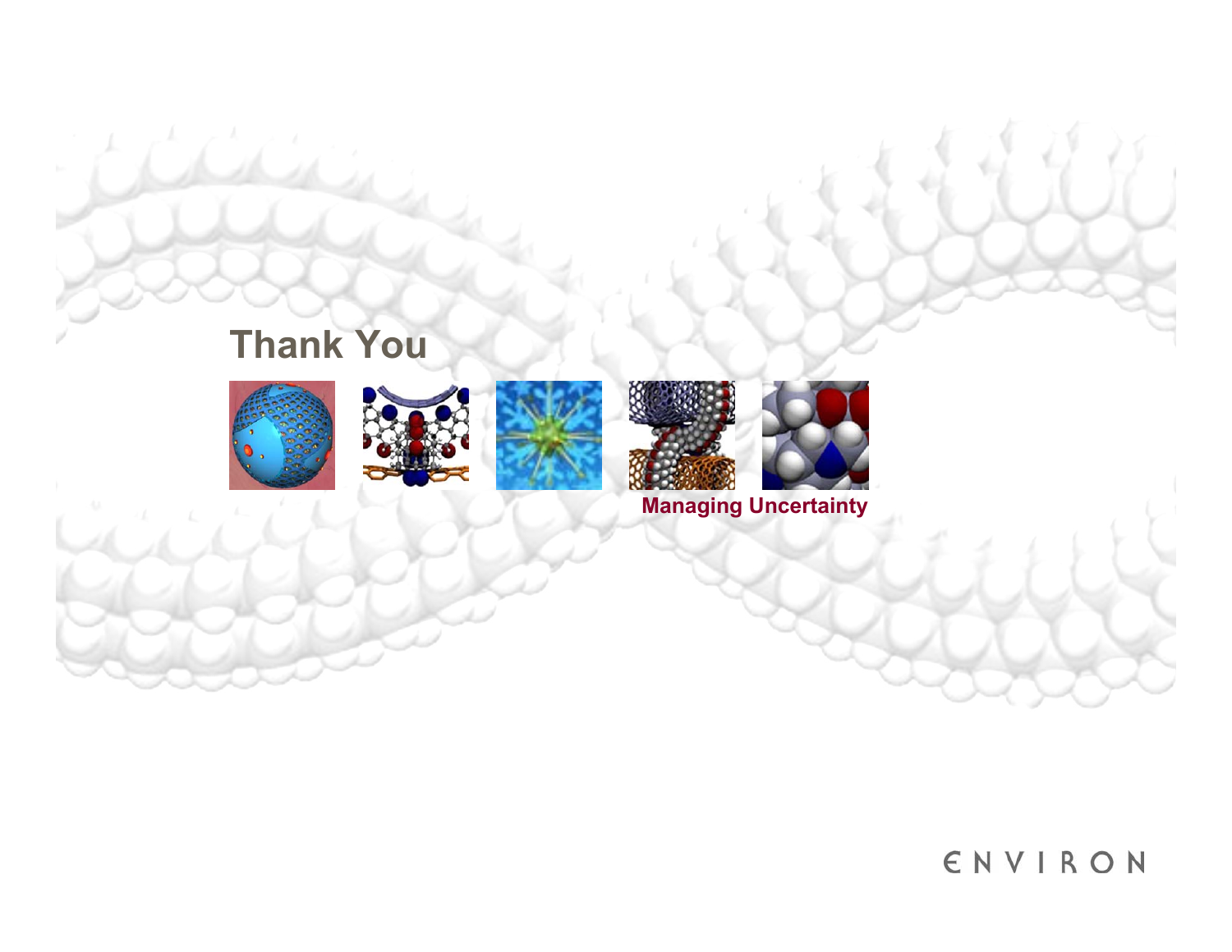# Thank You

Managing Uncertainty

ENVIRON